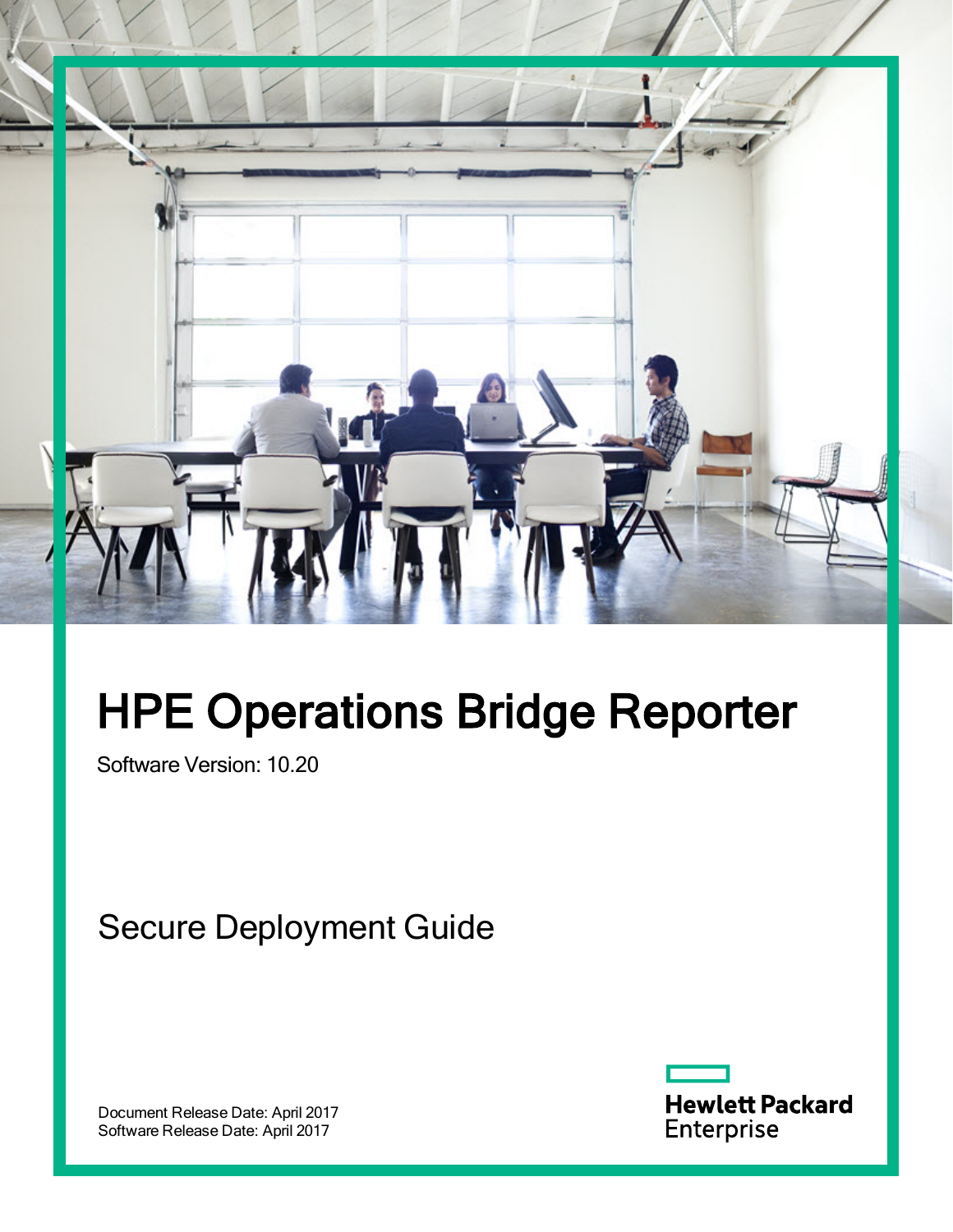# HPE Operations Bridge Reporter

Software Version: 10.20

## Secure Deployment Guide

Document Release Date: April 2017
Software Release Date: April 2017

Hewlett Packard Enterprise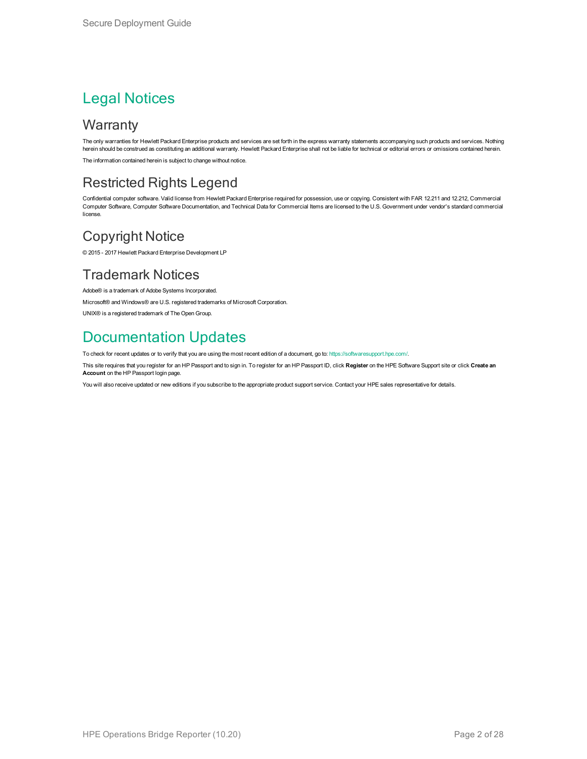# Legal Notices

## Warranty

The only warranties for Hewlett Packard Enterprise products and services are set forth in the express warranty statements accompanying such products and services. Nothing herein should be construed as constituting an additional warranty. Hewlett Packard Enterprise shall not be liable for technical or editorial errors or omissions contained herein.

The information contained herein is subject to change without notice.

## Restricted Rights Legend

Confidential computer software. Valid license from Hewlett Packard Enterprise required for possession, use or copying. Consistent with FAR 12.211 and 12.212, Commercial Computer Software, Computer Software Documentation, and Technical Data for Commercial Items are licensed to the U.S. Government under vendor's standard commercial license.

## Copyright Notice

© 2015 - 2017 Hewlett Packard Enterprise Development LP

## Trademark Notices

Adobe® is a trademark of Adobe Systems Incorporated.

Microsoft® and Windows® are U.S. registered trademarks of Microsoft Corporation.

UNIX® is a registered trademark of The Open Group.

# Documentation Updates

To check for recent updates or to verify that you are using the most recent edition of a document, go to: https://softwaresupport.hpe.com/.

This site requires that you register for an HP Passport and to sign in. To register for an HP Passport ID, click **Register** on the HPE Software Support site or click **Create an Account** on the HP Passport login page.

You will also receive updated or new editions if you subscribe to the appropriate product support service. Contact your HPE sales representative for details.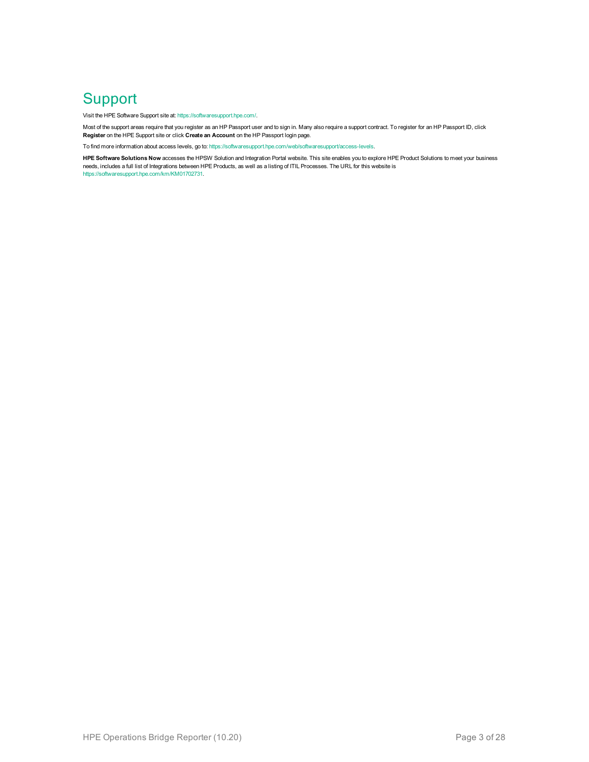# Support

Visit the HPE Software Support site at: https://softwaresupport.hpe.com/.

Most of the support areas require that you register as an HP Passport user and to sign in. Many also require a support contract. To register for an HP Passport ID, click **Register** on the HPE Support site or click **Create an Account** on the HP Passport login page.

To find more information about access levels, go to: https://softwaresupport.hpe.com/web/softwaresupport/access-levels.

**HPE Software Solutions Now** accesses the HPSW Solution and Integration Portal website. This site enables you to explore HPE Product Solutions to meet your business needs, includes a full list of Integrations between HPE Products, as well as a listing of ITIL Processes. The URL for this website is https://softwaresupport.hpe.com/km/KM01702731.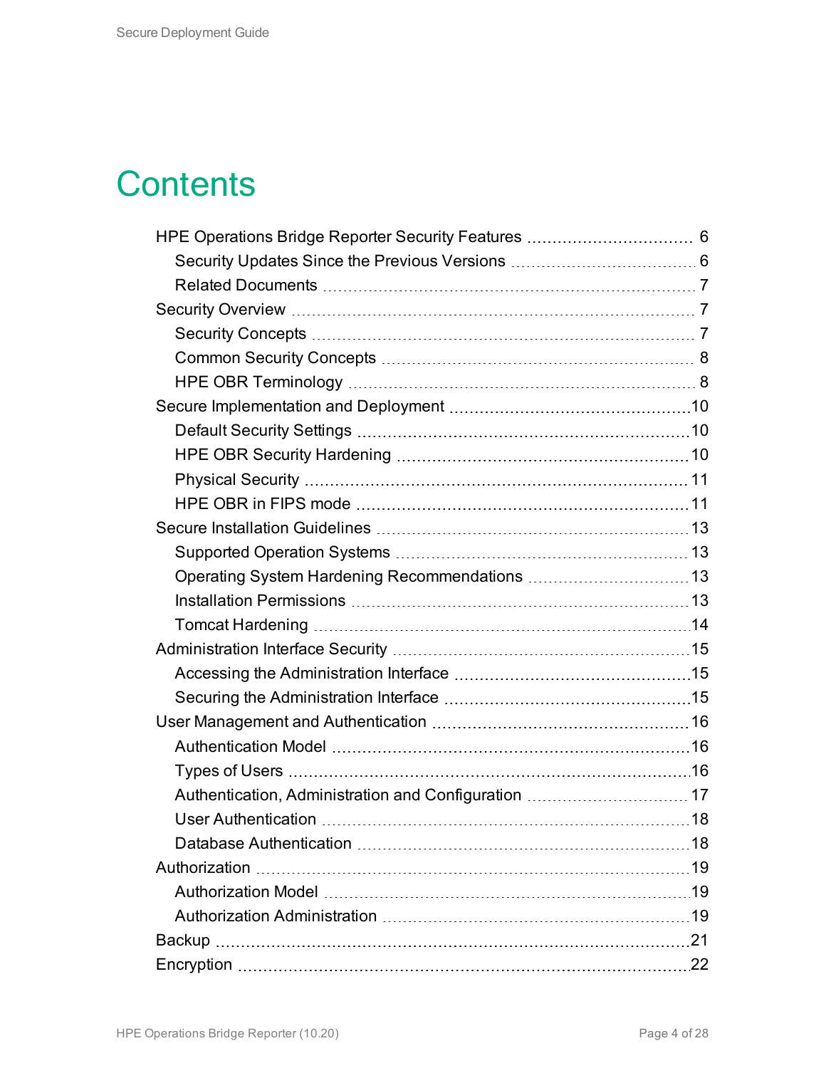# Contents

- HPE Operations Bridge Reporter Security Features ... 6
  - Security Updates Since the Previous Versions ... 6
  - Related Documents ... 7
- Security Overview ... 7
  - Security Concepts ... 7
  - Common Security Concepts ... 8
  - HPE OBR Terminology ... 8
- Secure Implementation and Deployment ... 10
  - Default Security Settings ... 10
  - HPE OBR Security Hardening ... 10
  - Physical Security ... 11
  - HPE OBR in FIPS mode ... 11
- Secure Installation Guidelines ... 13
  - Supported Operation Systems ... 13
  - Operating System Hardening Recommendations ... 13
  - Installation Permissions ... 13
  - Tomcat Hardening ... 14
- Administration Interface Security ... 15
  - Accessing the Administration Interface ... 15
  - Securing the Administration Interface ... 15
- User Management and Authentication ... 16
  - Authentication Model ... 16
  - Types of Users ... 16
  - Authentication, Administration and Configuration ... 17
  - User Authentication ... 18
  - Database Authentication ... 18
- Authorization ... 19
  - Authorization Model ... 19
  - Authorization Administration ... 19
- Backup ... 21
- Encryption ... 22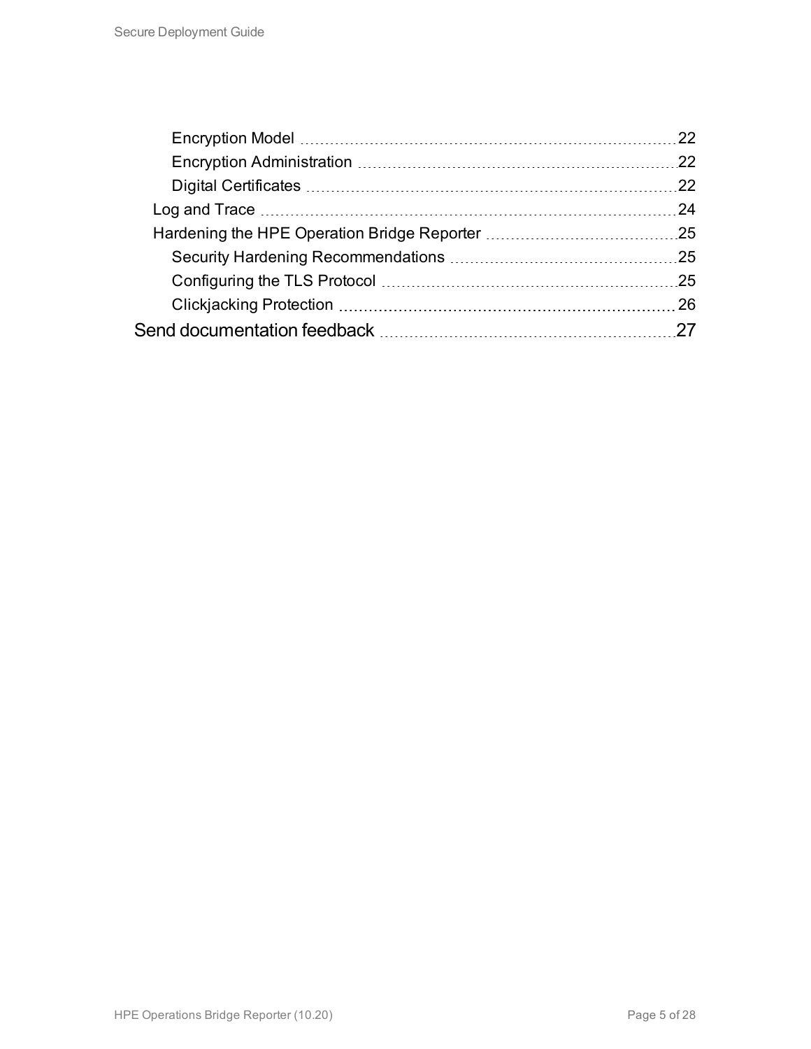- Encryption Model ... 22
- Encryption Administration ... 22
- Digital Certificates ... 22

Log and Trace ... 24

Hardening the HPE Operation Bridge Reporter ... 25

- Security Hardening Recommendations ... 25
- Configuring the TLS Protocol ... 25
- Clickjacking Protection ... 26

Send documentation feedback ... 27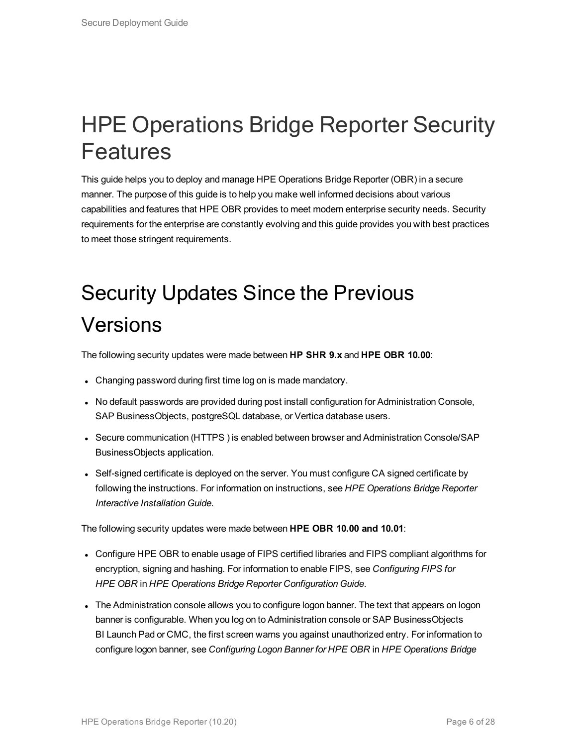# HPE Operations Bridge Reporter Security Features

This guide helps you to deploy and manage HPE Operations Bridge Reporter (OBR) in a secure manner. The purpose of this guide is to help you make well informed decisions about various capabilities and features that HPE OBR provides to meet modern enterprise security needs. Security requirements for the enterprise are constantly evolving and this guide provides you with best practices to meet those stringent requirements.

# Security Updates Since the Previous Versions

The following security updates were made between **HP SHR 9.x** and **HPE OBR 10.00**:

- Changing password during first time log on is made mandatory.
- No default passwords are provided during post install configuration for Administration Console, SAP BusinessObjects, postgreSQL database, or Vertica database users.
- Secure communication (HTTPS ) is enabled between browser and Administration Console/SAP BusinessObjects application.
- Self-signed certificate is deployed on the server. You must configure CA signed certificate by following the instructions. For information on instructions, see *HPE Operations Bridge Reporter Interactive Installation Guide*.

The following security updates were made between **HPE OBR 10.00 and 10.01**:

- Configure HPE OBR to enable usage of FIPS certified libraries and FIPS compliant algorithms for encryption, signing and hashing. For information to enable FIPS, see *Configuring FIPS for HPE OBR* in *HPE Operations Bridge Reporter Configuration Guide*.
- The Administration console allows you to configure logon banner. The text that appears on logon banner is configurable. When you log on to Administration console or SAP BusinessObjects BI Launch Pad or CMC, the first screen warns you against unauthorized entry. For information to configure logon banner, see *Configuring Logon Banner for HPE OBR* in *HPE Operations Bridge*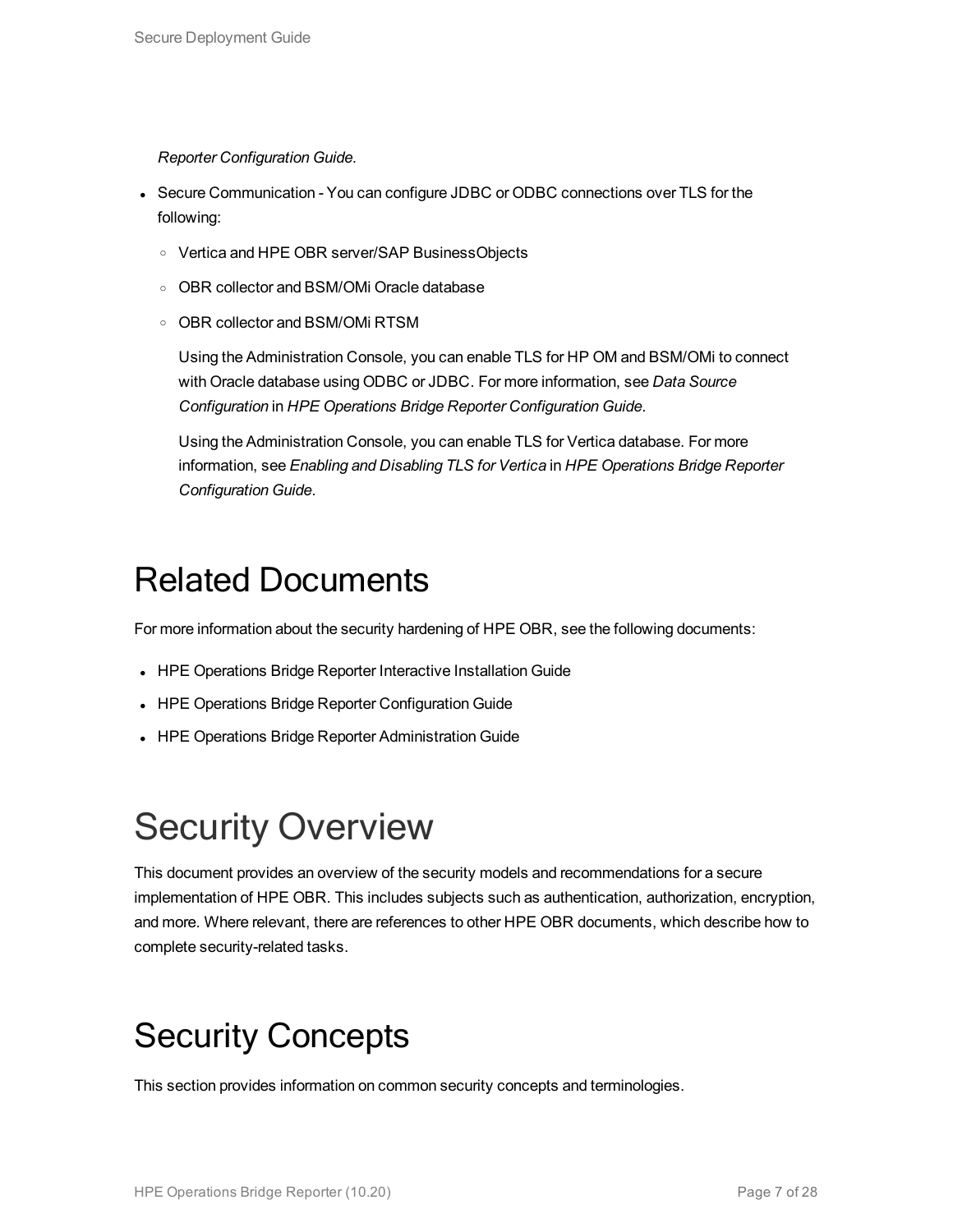*Reporter Configuration Guide*.

- Secure Communication - You can configure JDBC or ODBC connections over TLS for the following:
  - Vertica and HPE OBR server/SAP BusinessObjects
  - OBR collector and BSM/OMi Oracle database
  - OBR collector and BSM/OMi RTSM

    Using the Administration Console, you can enable TLS for HP OM and BSM/OMi to connect with Oracle database using ODBC or JDBC. For more information, see *Data Source Configuration* in *HPE Operations Bridge Reporter Configuration Guide*.

    Using the Administration Console, you can enable TLS for Vertica database. For more information, see *Enabling and Disabling TLS for Vertica* in *HPE Operations Bridge Reporter Configuration Guide*.

# Related Documents

For more information about the security hardening of HPE OBR, see the following documents:

- HPE Operations Bridge Reporter Interactive Installation Guide
- HPE Operations Bridge Reporter Configuration Guide
- HPE Operations Bridge Reporter Administration Guide

# Security Overview

This document provides an overview of the security models and recommendations for a secure implementation of HPE OBR. This includes subjects such as authentication, authorization, encryption, and more. Where relevant, there are references to other HPE OBR documents, which describe how to complete security-related tasks.

# Security Concepts

This section provides information on common security concepts and terminologies.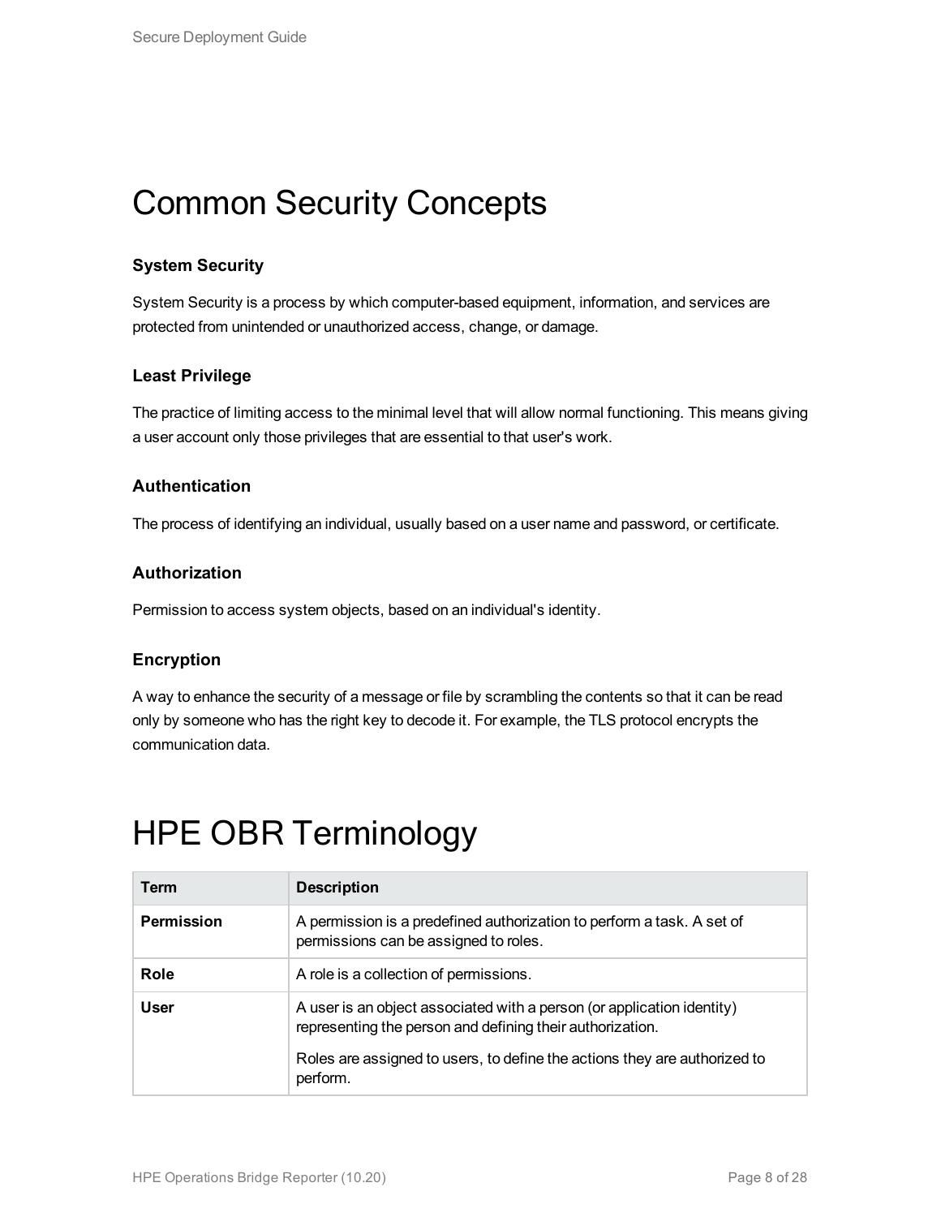# Common Security Concepts

### System Security

System Security is a process by which computer-based equipment, information, and services are protected from unintended or unauthorized access, change, or damage.

### Least Privilege

The practice of limiting access to the minimal level that will allow normal functioning. This means giving a user account only those privileges that are essential to that user's work.

### Authentication

The process of identifying an individual, usually based on a user name and password, or certificate.

### Authorization

Permission to access system objects, based on an individual's identity.

### Encryption

A way to enhance the security of a message or file by scrambling the contents so that it can be read only by someone who has the right key to decode it. For example, the TLS protocol encrypts the communication data.

# HPE OBR Terminology

| Term | Description |
| --- | --- |
| **Permission** | A permission is a predefined authorization to perform a task. A set of permissions can be assigned to roles. |
| **Role** | A role is a collection of permissions. |
| **User** | A user is an object associated with a person (or application identity) representing the person and defining their authorization.<br><br>Roles are assigned to users, to define the actions they are authorized to perform. |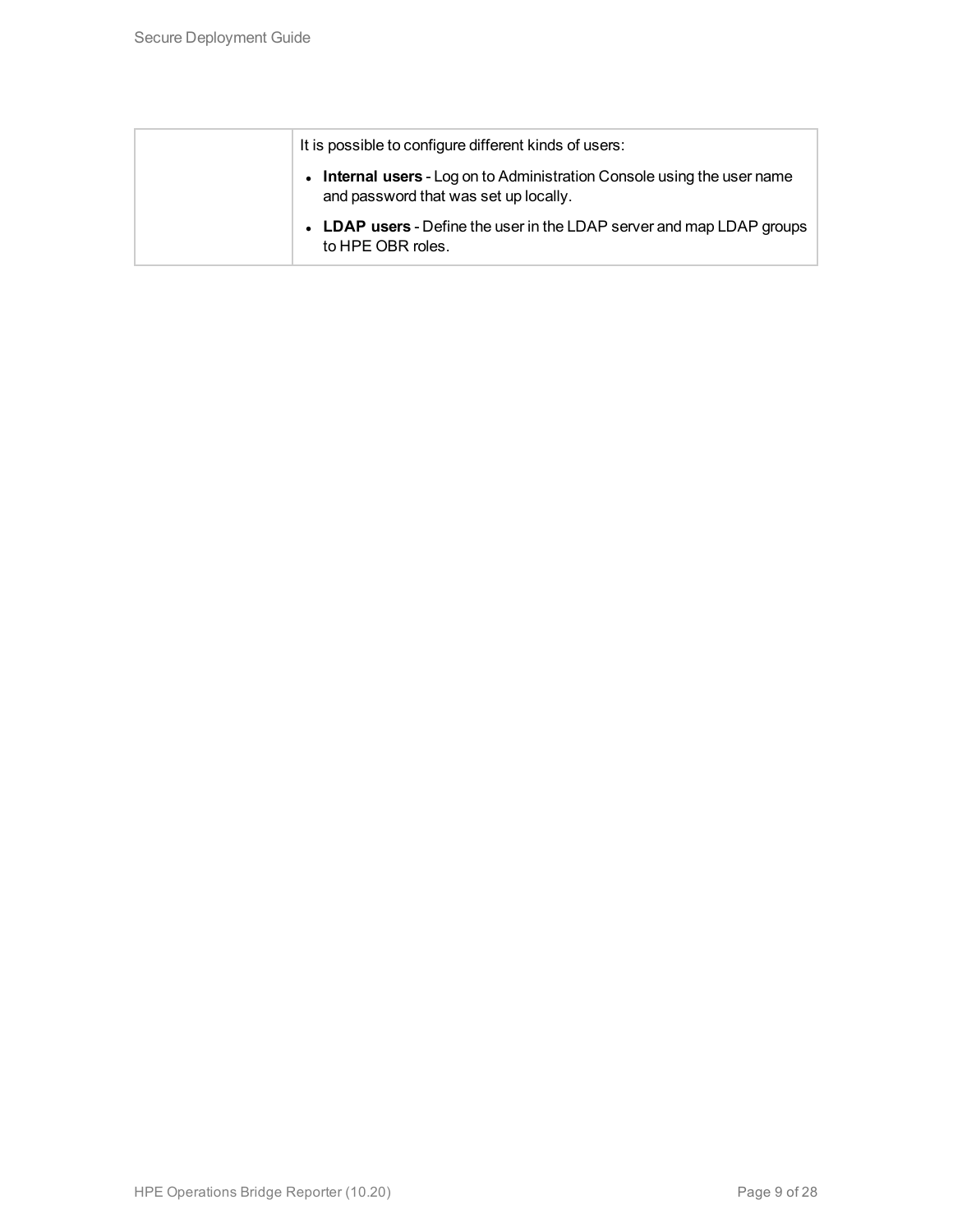| | |
|---|---|
| | It is possible to configure different kinds of users:<br>• **Internal users** - Log on to Administration Console using the user name and password that was set up locally.<br>• **LDAP users** - Define the user in the LDAP server and map LDAP groups to HPE OBR roles. |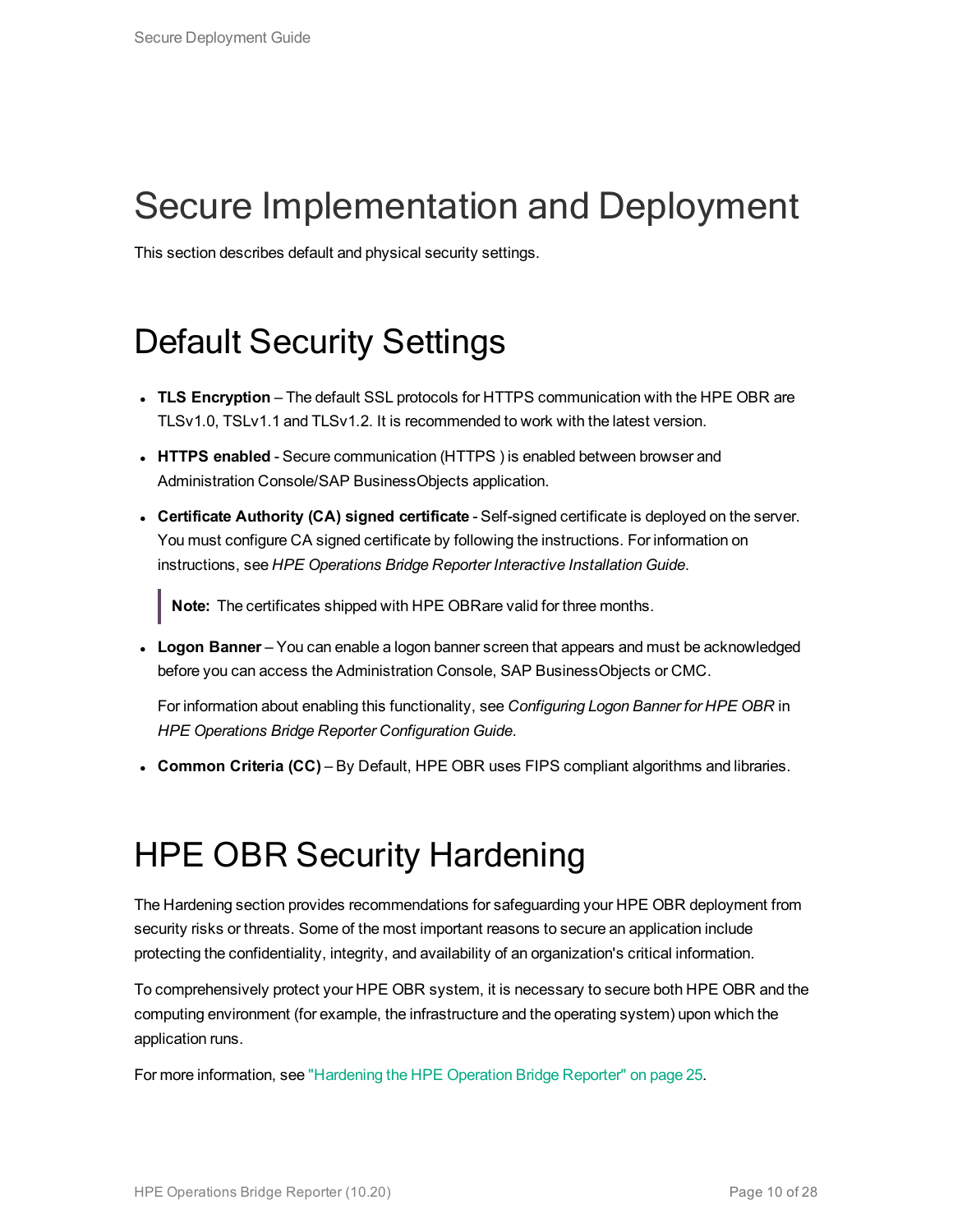# Secure Implementation and Deployment

This section describes default and physical security settings.

## Default Security Settings

- **TLS Encryption** – The default SSL protocols for HTTPS communication with the HPE OBR are TLSv1.0, TSLv1.1 and TLSv1.2. It is recommended to work with the latest version.
- **HTTPS enabled** - Secure communication (HTTPS ) is enabled between browser and Administration Console/SAP BusinessObjects application.
- **Certificate Authority (CA) signed certificate** - Self-signed certificate is deployed on the server. You must configure CA signed certificate by following the instructions. For information on instructions, see *HPE Operations Bridge Reporter Interactive Installation Guide*.

  > **Note:** The certificates shipped with HPE OBRare valid for three months.

- **Logon Banner** – You can enable a logon banner screen that appears and must be acknowledged before you can access the Administration Console, SAP BusinessObjects or CMC.

  For information about enabling this functionality, see *Configuring Logon Banner for HPE OBR* in *HPE Operations Bridge Reporter Configuration Guide*.

- **Common Criteria (CC)** – By Default, HPE OBR uses FIPS compliant algorithms and libraries.

## HPE OBR Security Hardening

The Hardening section provides recommendations for safeguarding your HPE OBR deployment from security risks or threats. Some of the most important reasons to secure an application include protecting the confidentiality, integrity, and availability of an organization's critical information.

To comprehensively protect your HPE OBR system, it is necessary to secure both HPE OBR and the computing environment (for example, the infrastructure and the operating system) upon which the application runs.

For more information, see "Hardening the HPE Operation Bridge Reporter" on page 25.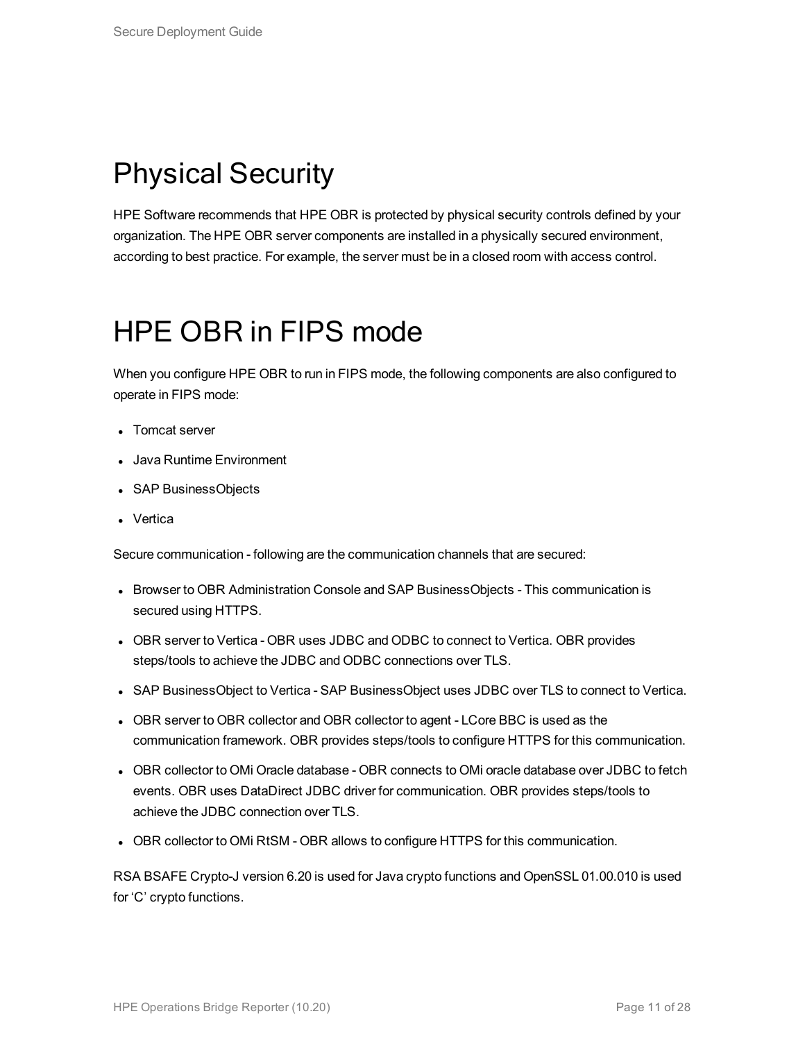# Physical Security

HPE Software recommends that HPE OBR is protected by physical security controls defined by your organization. The HPE OBR server components are installed in a physically secured environment, according to best practice. For example, the server must be in a closed room with access control.

# HPE OBR in FIPS mode

When you configure HPE OBR to run in FIPS mode, the following components are also configured to operate in FIPS mode:

- Tomcat server
- Java Runtime Environment
- SAP BusinessObjects
- Vertica

Secure communication - following are the communication channels that are secured:

- Browser to OBR Administration Console and SAP BusinessObjects - This communication is secured using HTTPS.
- OBR server to Vertica - OBR uses JDBC and ODBC to connect to Vertica. OBR provides steps/tools to achieve the JDBC and ODBC connections over TLS.
- SAP BusinessObject to Vertica - SAP BusinessObject uses JDBC over TLS to connect to Vertica.
- OBR server to OBR collector and OBR collector to agent - LCore BBC is used as the communication framework. OBR provides steps/tools to configure HTTPS for this communication.
- OBR collector to OMi Oracle database - OBR connects to OMi oracle database over JDBC to fetch events. OBR uses DataDirect JDBC driver for communication. OBR provides steps/tools to achieve the JDBC connection over TLS.
- OBR collector to OMi RtSM - OBR allows to configure HTTPS for this communication.

RSA BSAFE Crypto-J version 6.20 is used for Java crypto functions and OpenSSL 01.00.010 is used for ‘C’ crypto functions.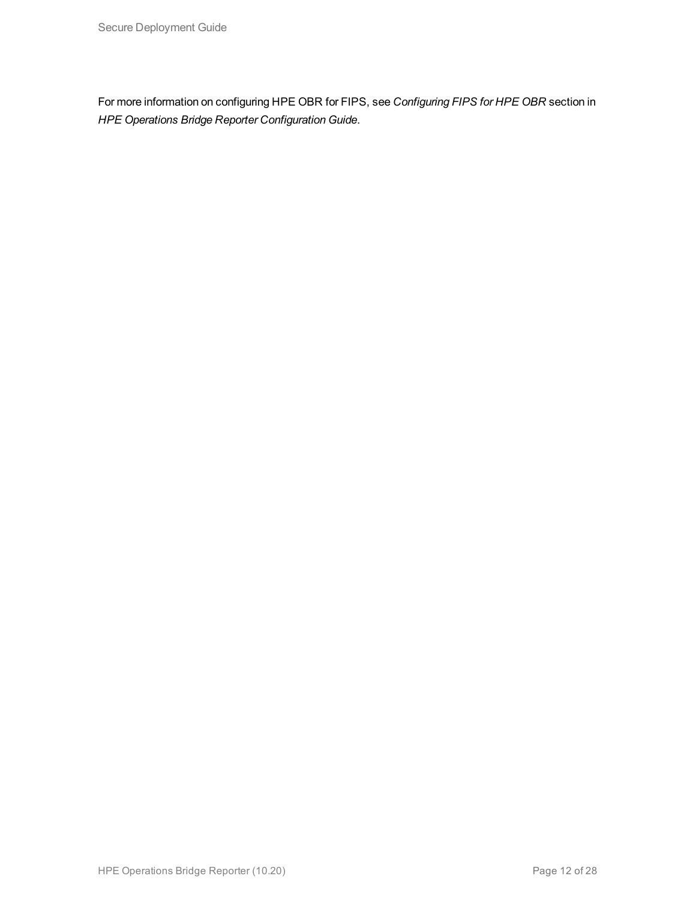For more information on configuring HPE OBR for FIPS, see *Configuring FIPS for HPE OBR* section in *HPE Operations Bridge Reporter Configuration Guide*.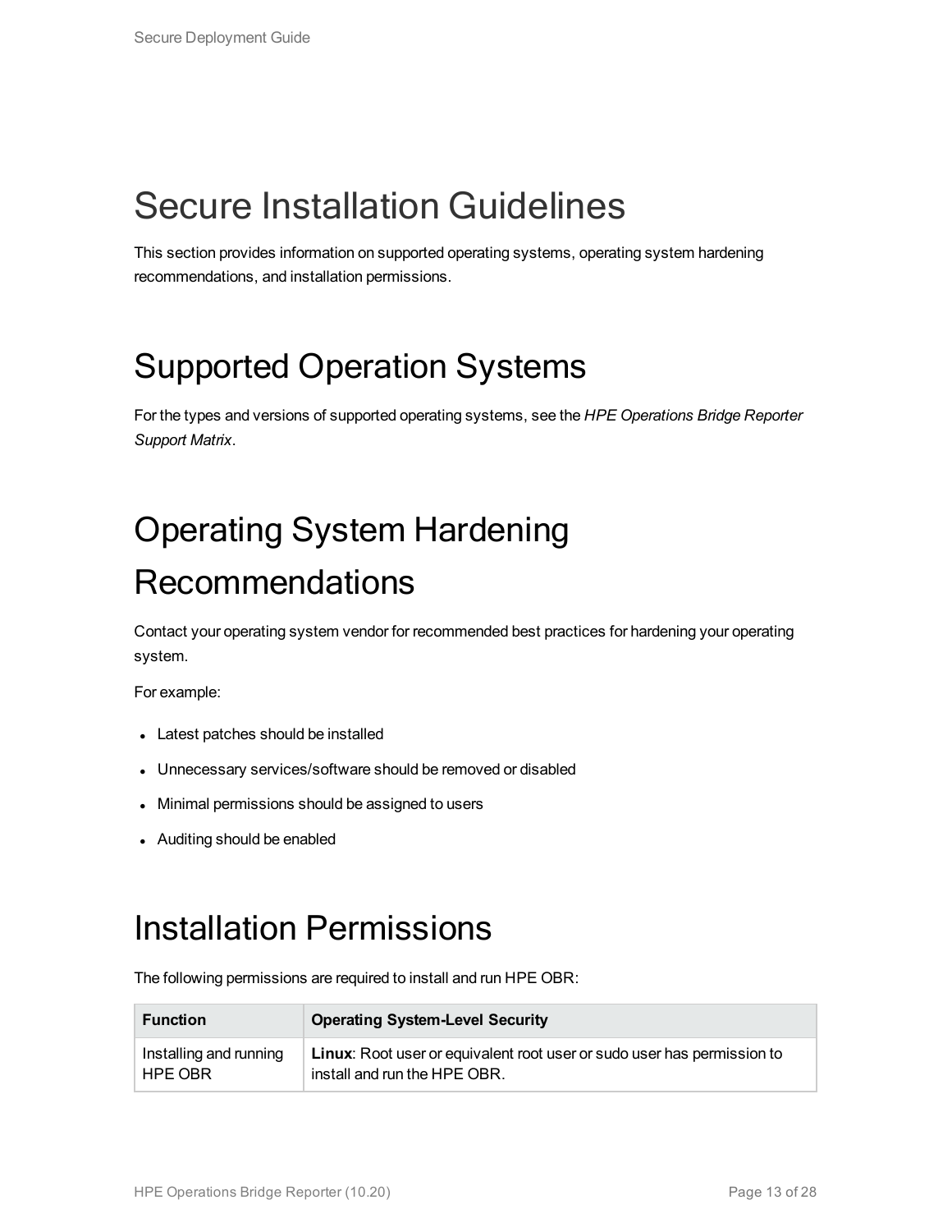# Secure Installation Guidelines

This section provides information on supported operating systems, operating system hardening recommendations, and installation permissions.

# Supported Operation Systems

For the types and versions of supported operating systems, see the *HPE Operations Bridge Reporter Support Matrix*.

# Operating System Hardening Recommendations

Contact your operating system vendor for recommended best practices for hardening your operating system.

For example:

- Latest patches should be installed
- Unnecessary services/software should be removed or disabled
- Minimal permissions should be assigned to users
- Auditing should be enabled

# Installation Permissions

The following permissions are required to install and run HPE OBR:

| Function | Operating System-Level Security |
| --- | --- |
| Installing and running HPE OBR | **Linux**: Root user or equivalent root user or sudo user has permission to install and run the HPE OBR. |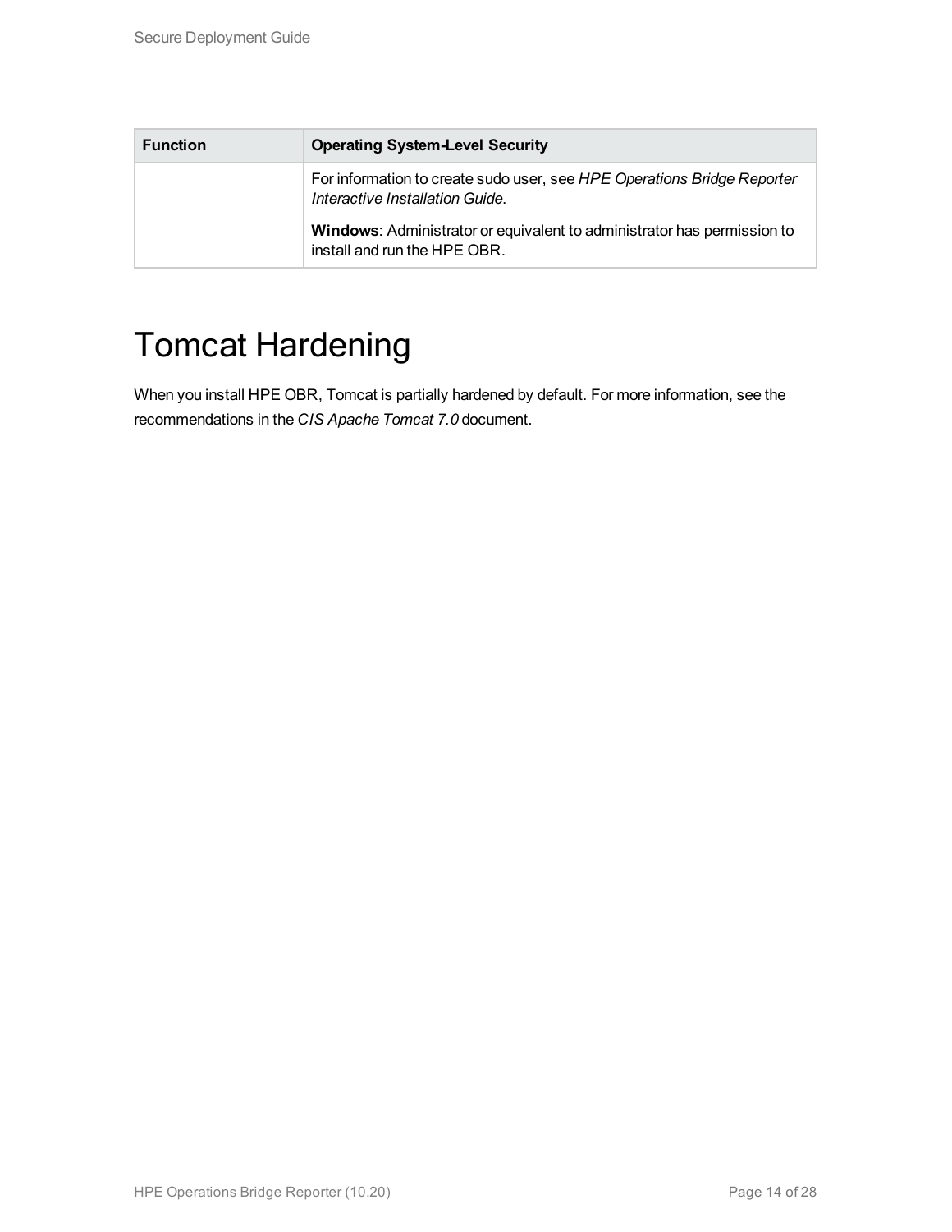| Function | Operating System-Level Security |
| --- | --- |
| | For information to create sudo user, see *HPE Operations Bridge Reporter Interactive Installation Guide*.<br><br>**Windows**: Administrator or equivalent to administrator has permission to install and run the HPE OBR. |

# Tomcat Hardening

When you install HPE OBR, Tomcat is partially hardened by default. For more information, see the recommendations in the *CIS Apache Tomcat 7.0* document.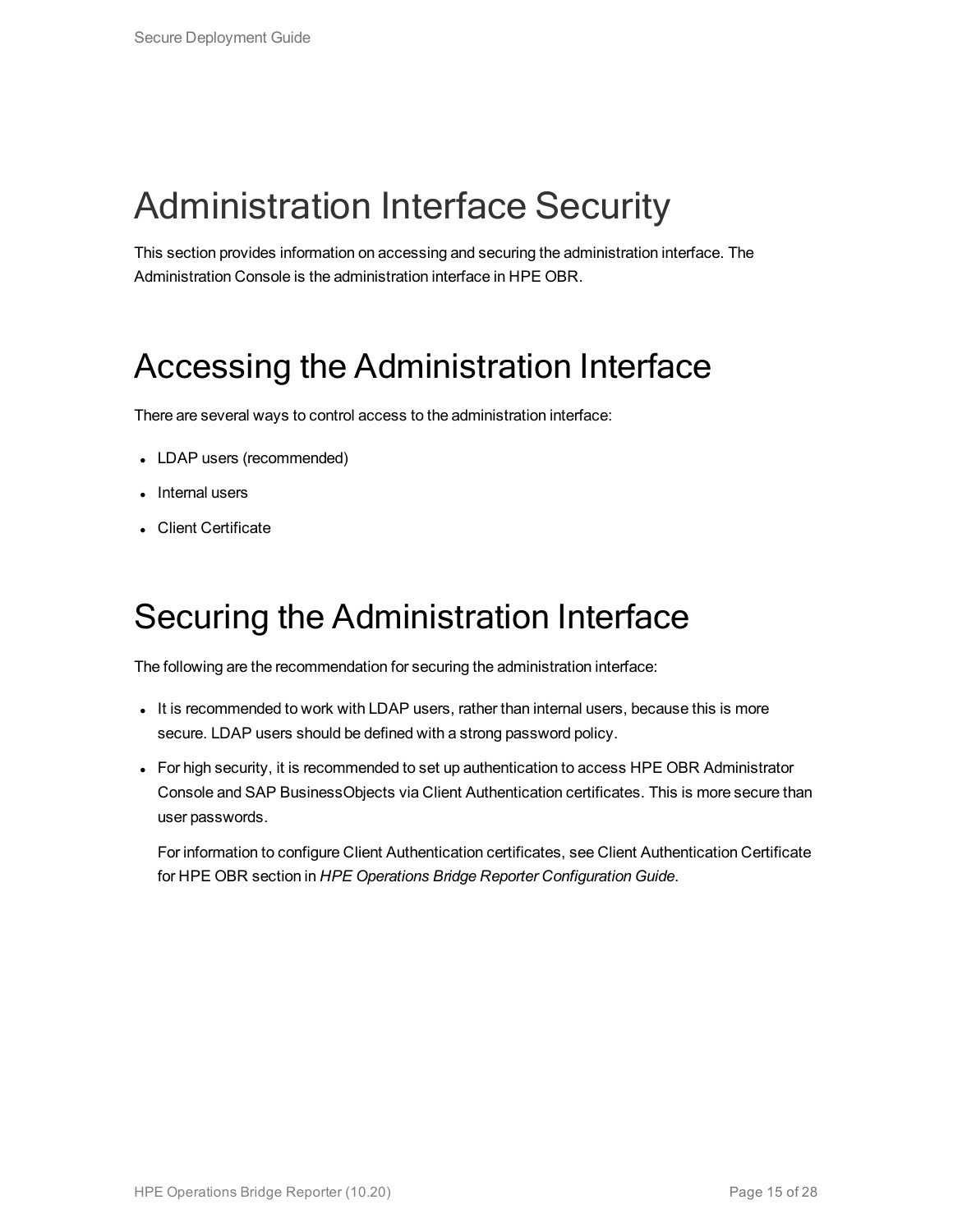# Administration Interface Security

This section provides information on accessing and securing the administration interface. The Administration Console is the administration interface in HPE OBR.

# Accessing the Administration Interface

There are several ways to control access to the administration interface:

- LDAP users (recommended)
- Internal users
- Client Certificate

# Securing the Administration Interface

The following are the recommendation for securing the administration interface:

- It is recommended to work with LDAP users, rather than internal users, because this is more secure. LDAP users should be defined with a strong password policy.
- For high security, it is recommended to set up authentication to access HPE OBR Administrator Console and SAP BusinessObjects via Client Authentication certificates. This is more secure than user passwords.

  For information to configure Client Authentication certificates, see Client Authentication Certificate for HPE OBR section in *HPE Operations Bridge Reporter Configuration Guide*.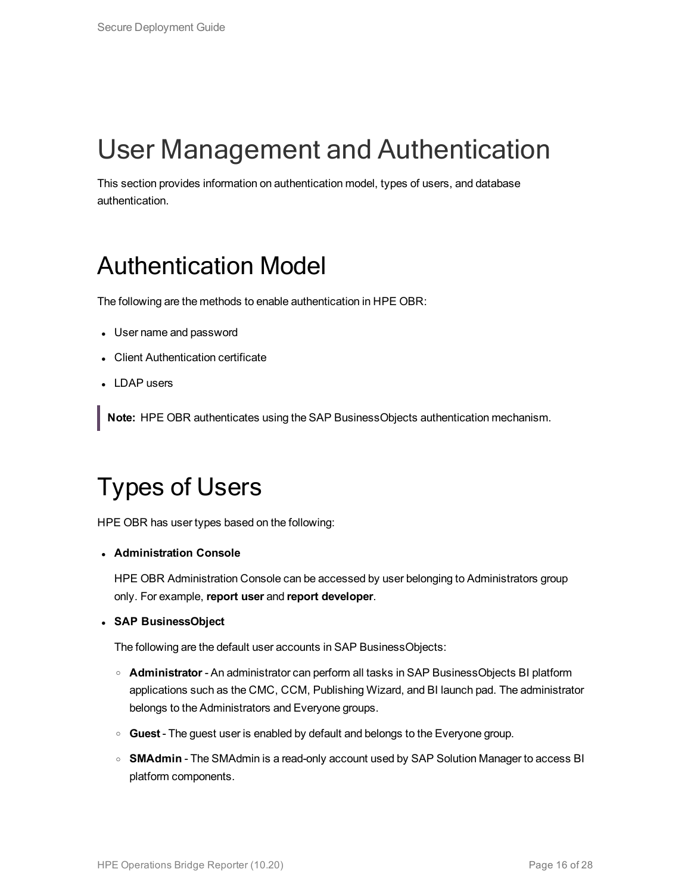# User Management and Authentication

This section provides information on authentication model, types of users, and database authentication.

## Authentication Model

The following are the methods to enable authentication in HPE OBR:

- User name and password
- Client Authentication certificate
- LDAP users

> **Note:** HPE OBR authenticates using the SAP BusinessObjects authentication mechanism.

## Types of Users

HPE OBR has user types based on the following:

- **Administration Console**

  HPE OBR Administration Console can be accessed by user belonging to Administrators group only. For example, **report user** and **report developer**.

- **SAP BusinessObject**

  The following are the default user accounts in SAP BusinessObjects:

  - **Administrator** - An administrator can perform all tasks in SAP BusinessObjects BI platform applications such as the CMC, CCM, Publishing Wizard, and BI launch pad. The administrator belongs to the Administrators and Everyone groups.
  - **Guest** - The guest user is enabled by default and belongs to the Everyone group.
  - **SMAdmin** - The SMAdmin is a read-only account used by SAP Solution Manager to access BI platform components.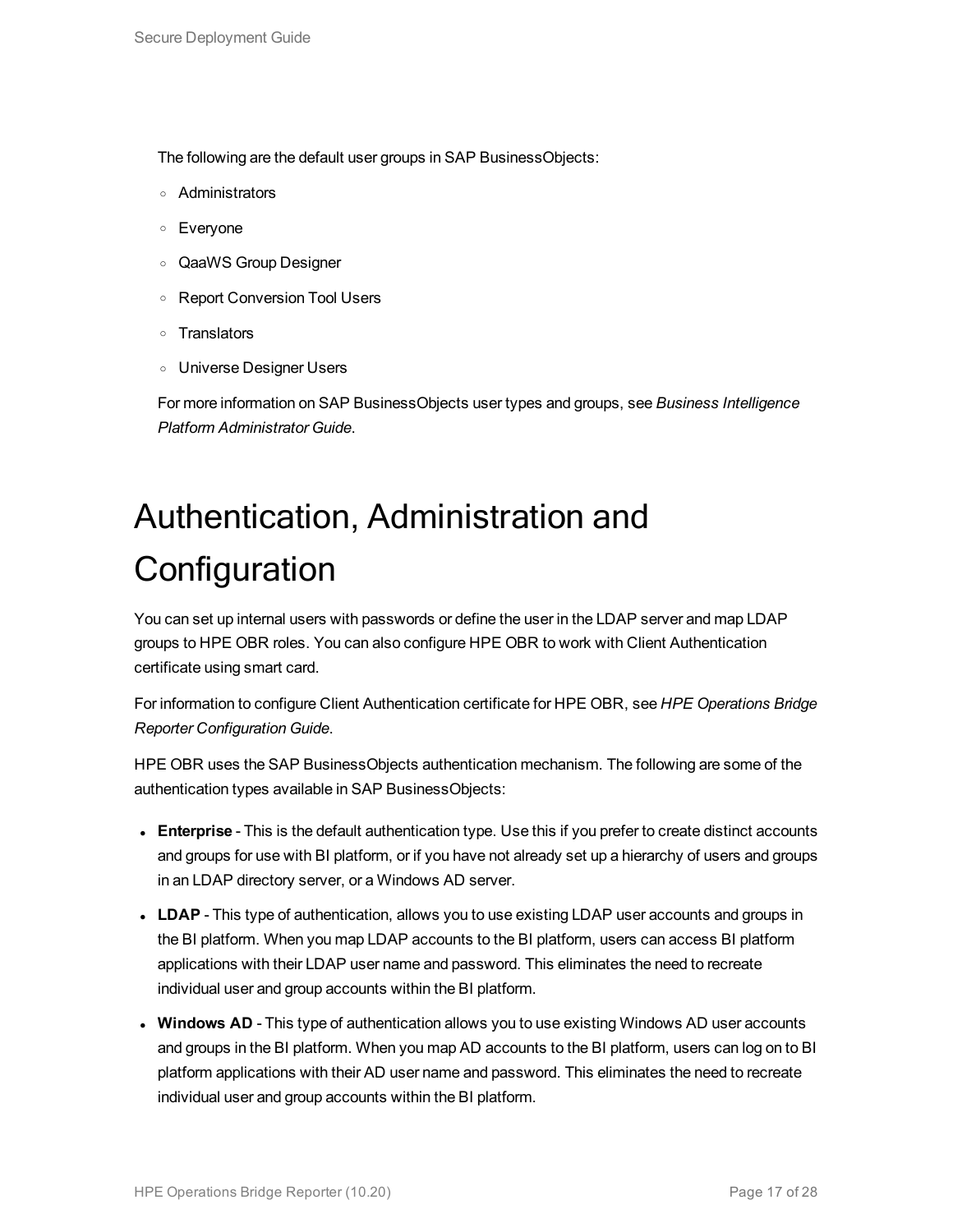The following are the default user groups in SAP BusinessObjects:

- Administrators
- Everyone
- QaaWS Group Designer
- Report Conversion Tool Users
- Translators
- Universe Designer Users

For more information on SAP BusinessObjects user types and groups, see *Business Intelligence Platform Administrator Guide*.

# Authentication, Administration and Configuration

You can set up internal users with passwords or define the user in the LDAP server and map LDAP groups to HPE OBR roles. You can also configure HPE OBR to work with Client Authentication certificate using smart card.

For information to configure Client Authentication certificate for HPE OBR, see *HPE Operations Bridge Reporter Configuration Guide*.

HPE OBR uses the SAP BusinessObjects authentication mechanism. The following are some of the authentication types available in SAP BusinessObjects:

- **Enterprise** - This is the default authentication type. Use this if you prefer to create distinct accounts and groups for use with BI platform, or if you have not already set up a hierarchy of users and groups in an LDAP directory server, or a Windows AD server.
- **LDAP** - This type of authentication, allows you to use existing LDAP user accounts and groups in the BI platform. When you map LDAP accounts to the BI platform, users can access BI platform applications with their LDAP user name and password. This eliminates the need to recreate individual user and group accounts within the BI platform.
- **Windows AD** - This type of authentication allows you to use existing Windows AD user accounts and groups in the BI platform. When you map AD accounts to the BI platform, users can log on to BI platform applications with their AD user name and password. This eliminates the need to recreate individual user and group accounts within the BI platform.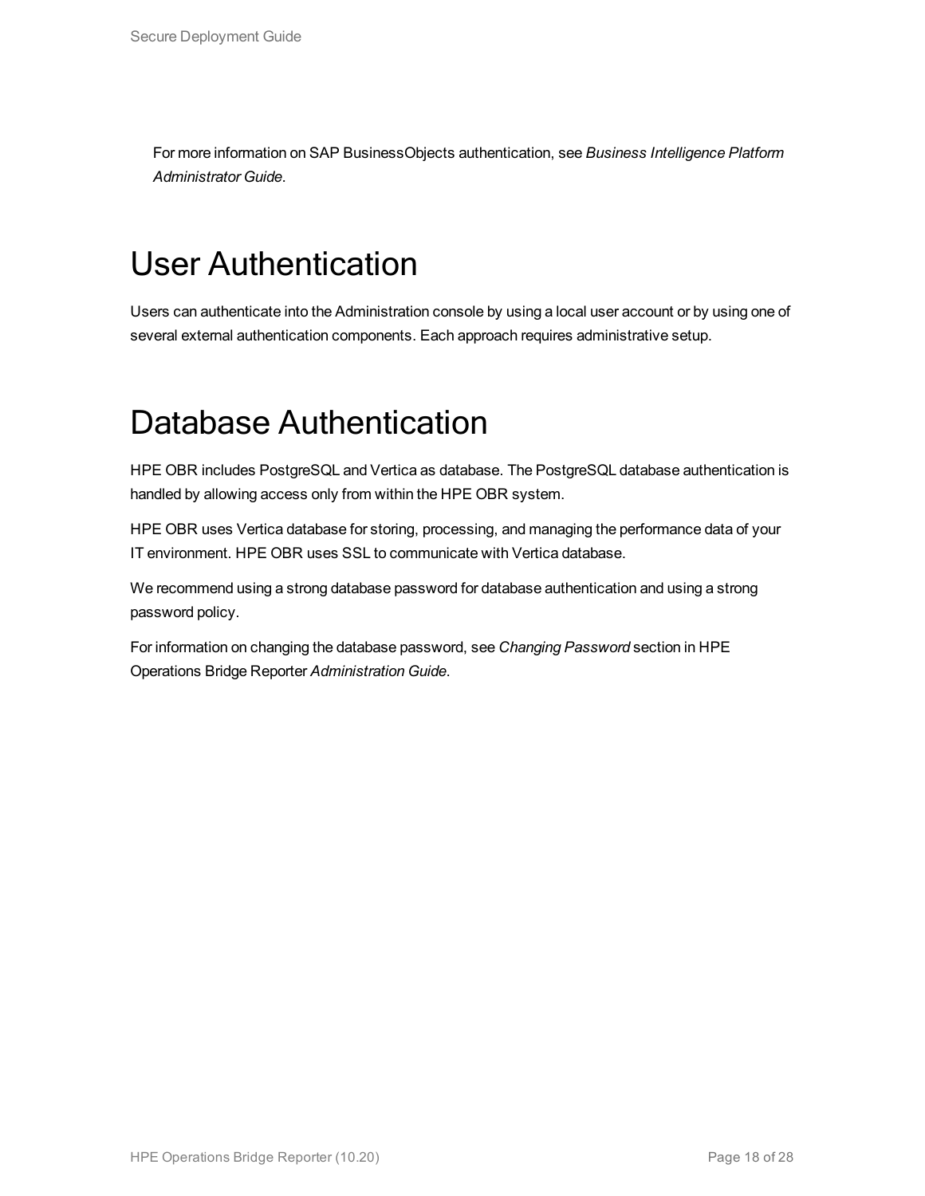For more information on SAP BusinessObjects authentication, see *Business Intelligence Platform Administrator Guide*.

# User Authentication

Users can authenticate into the Administration console by using a local user account or by using one of several external authentication components. Each approach requires administrative setup.

# Database Authentication

HPE OBR includes PostgreSQL and Vertica as database. The PostgreSQL database authentication is handled by allowing access only from within the HPE OBR system.

HPE OBR uses Vertica database for storing, processing, and managing the performance data of your IT environment. HPE OBR uses SSL to communicate with Vertica database.

We recommend using a strong database password for database authentication and using a strong password policy.

For information on changing the database password, see *Changing Password* section in HPE Operations Bridge Reporter *Administration Guide*.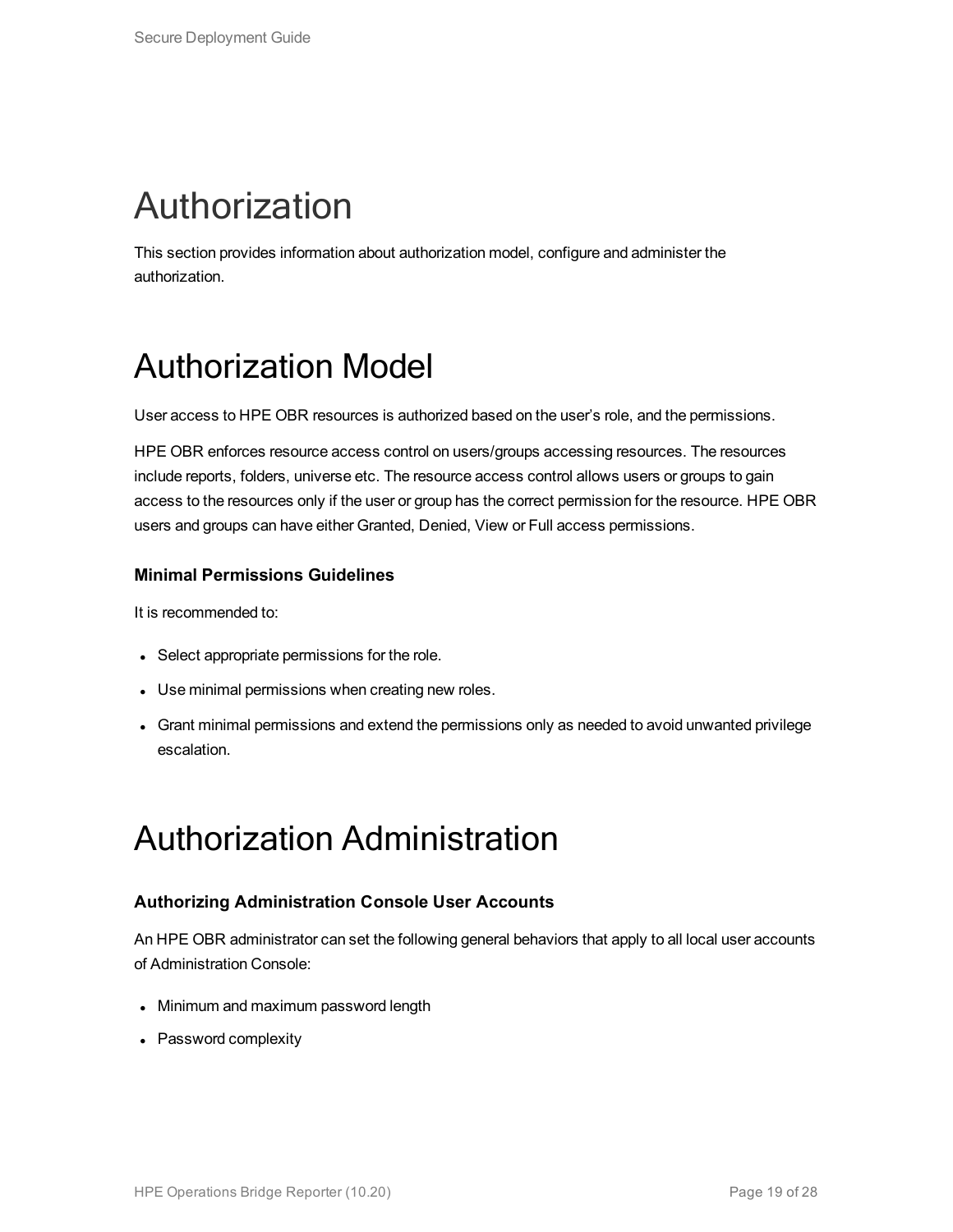# Authorization

This section provides information about authorization model, configure and administer the authorization.

# Authorization Model

User access to HPE OBR resources is authorized based on the user’s role, and the permissions.

HPE OBR enforces resource access control on users/groups accessing resources. The resources include reports, folders, universe etc. The resource access control allows users or groups to gain access to the resources only if the user or group has the correct permission for the resource. HPE OBR users and groups can have either Granted, Denied, View or Full access permissions.

### Minimal Permissions Guidelines

It is recommended to:

- Select appropriate permissions for the role.
- Use minimal permissions when creating new roles.
- Grant minimal permissions and extend the permissions only as needed to avoid unwanted privilege escalation.

# Authorization Administration

### Authorizing Administration Console User Accounts

An HPE OBR administrator can set the following general behaviors that apply to all local user accounts of Administration Console:

- Minimum and maximum password length
- Password complexity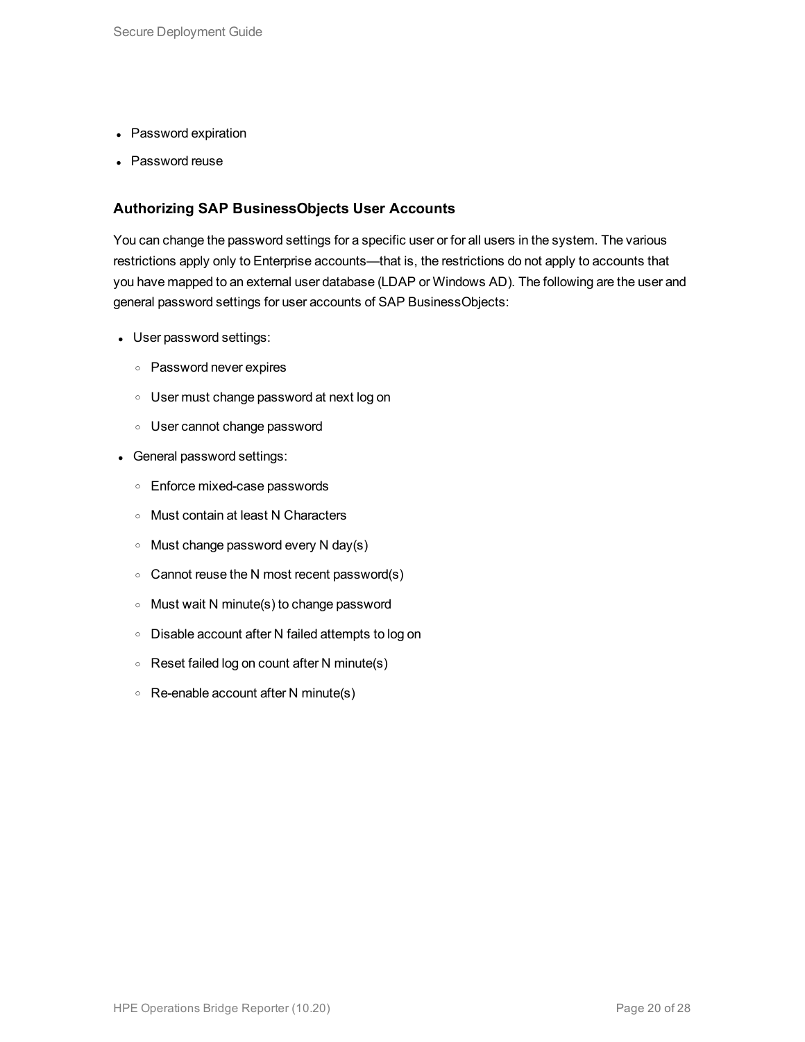- Password expiration
- Password reuse

### Authorizing SAP BusinessObjects User Accounts

You can change the password settings for a specific user or for all users in the system. The various restrictions apply only to Enterprise accounts—that is, the restrictions do not apply to accounts that you have mapped to an external user database (LDAP or Windows AD). The following are the user and general password settings for user accounts of SAP BusinessObjects:

- User password settings:
  - Password never expires
  - User must change password at next log on
  - User cannot change password
- General password settings:
  - Enforce mixed-case passwords
  - Must contain at least N Characters
  - Must change password every N day(s)
  - Cannot reuse the N most recent password(s)
  - Must wait N minute(s) to change password
  - Disable account after N failed attempts to log on
  - Reset failed log on count after N minute(s)
  - Re-enable account after N minute(s)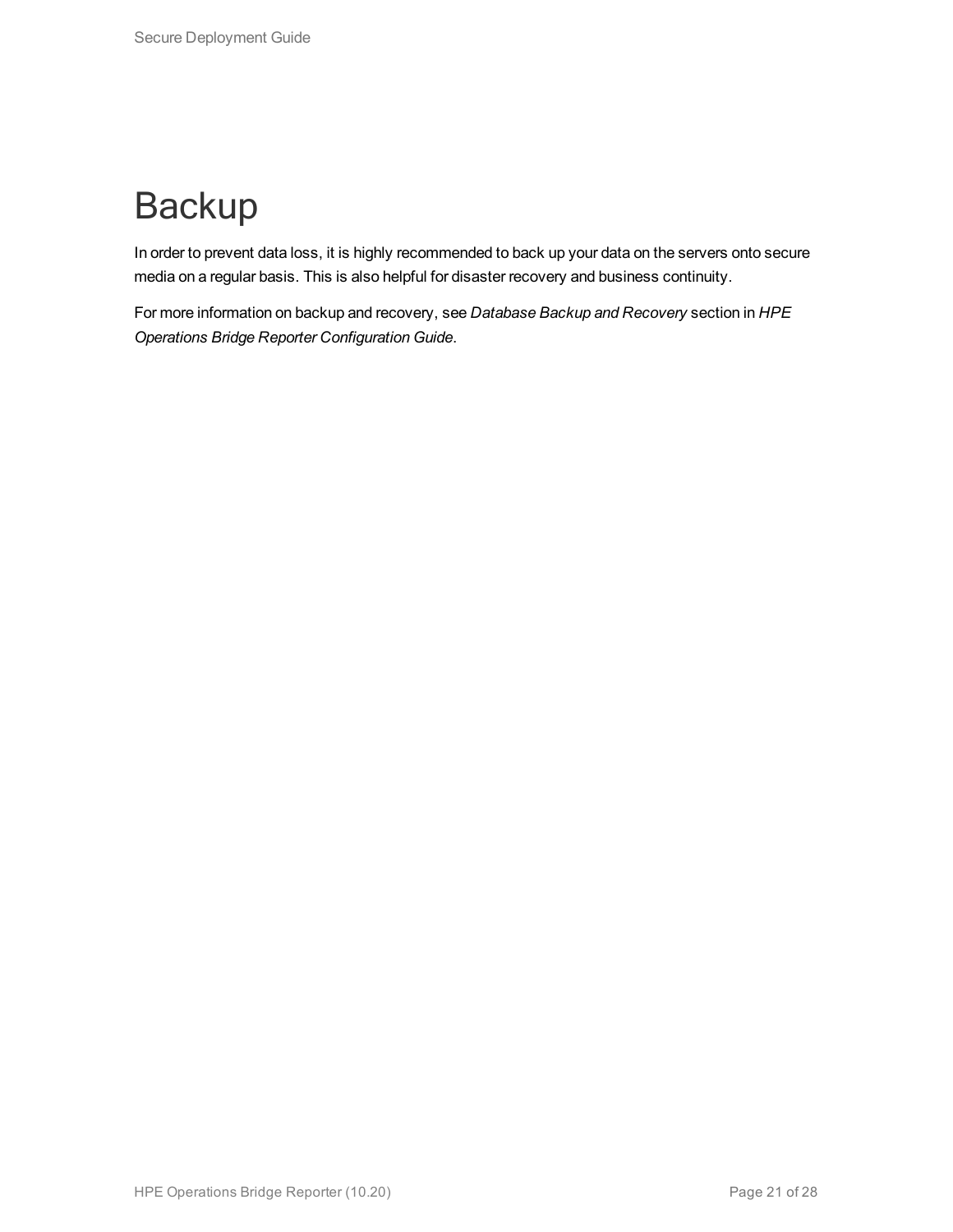# Backup

In order to prevent data loss, it is highly recommended to back up your data on the servers onto secure media on a regular basis. This is also helpful for disaster recovery and business continuity.

For more information on backup and recovery, see *Database Backup and Recovery* section in *HPE Operations Bridge Reporter Configuration Guide*.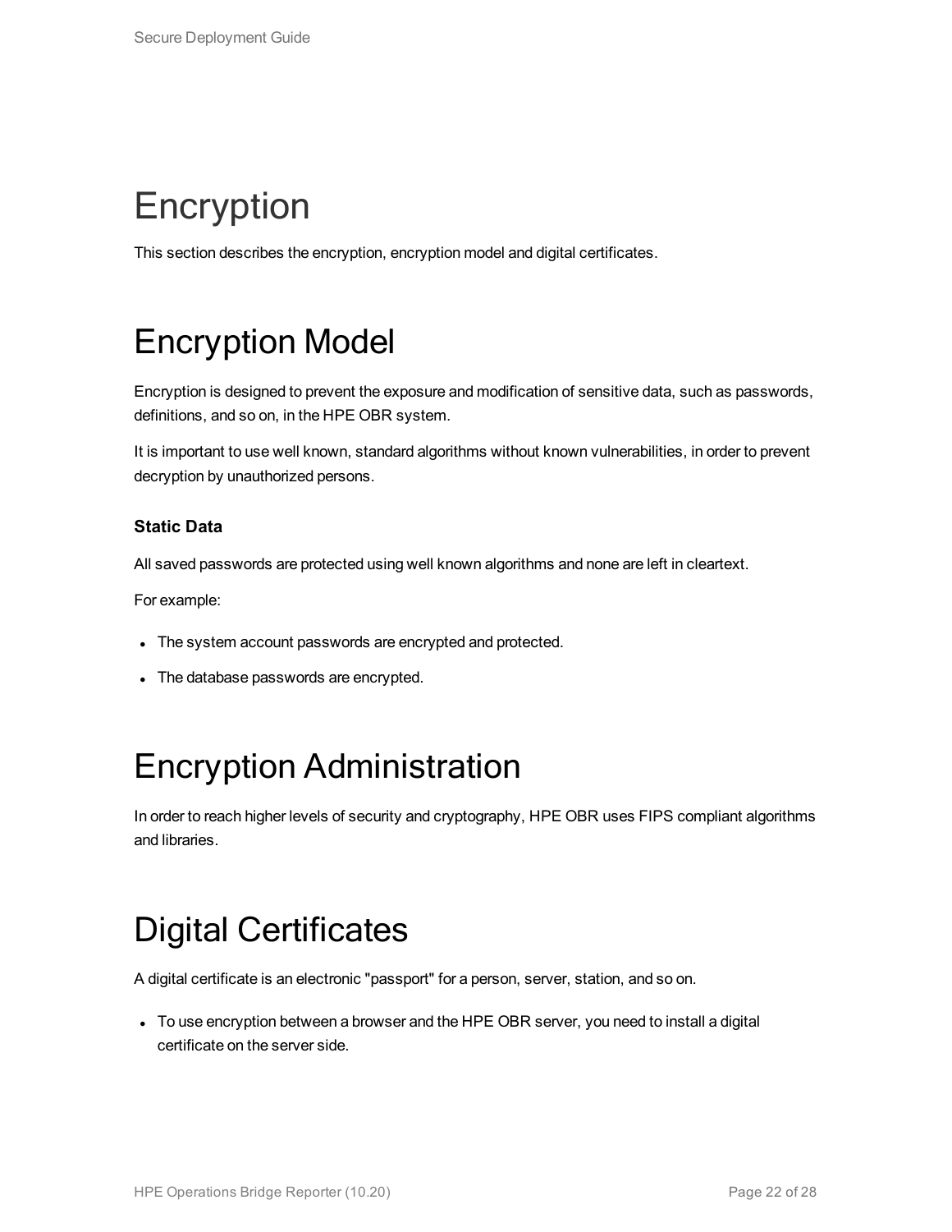# Encryption

This section describes the encryption, encryption model and digital certificates.

# Encryption Model

Encryption is designed to prevent the exposure and modification of sensitive data, such as passwords, definitions, and so on, in the HPE OBR system.

It is important to use well known, standard algorithms without known vulnerabilities, in order to prevent decryption by unauthorized persons.

**Static Data**

All saved passwords are protected using well known algorithms and none are left in cleartext.

For example:

- The system account passwords are encrypted and protected.
- The database passwords are encrypted.

# Encryption Administration

In order to reach higher levels of security and cryptography, HPE OBR uses FIPS compliant algorithms and libraries.

# Digital Certificates

A digital certificate is an electronic "passport" for a person, server, station, and so on.

- To use encryption between a browser and the HPE OBR server, you need to install a digital certificate on the server side.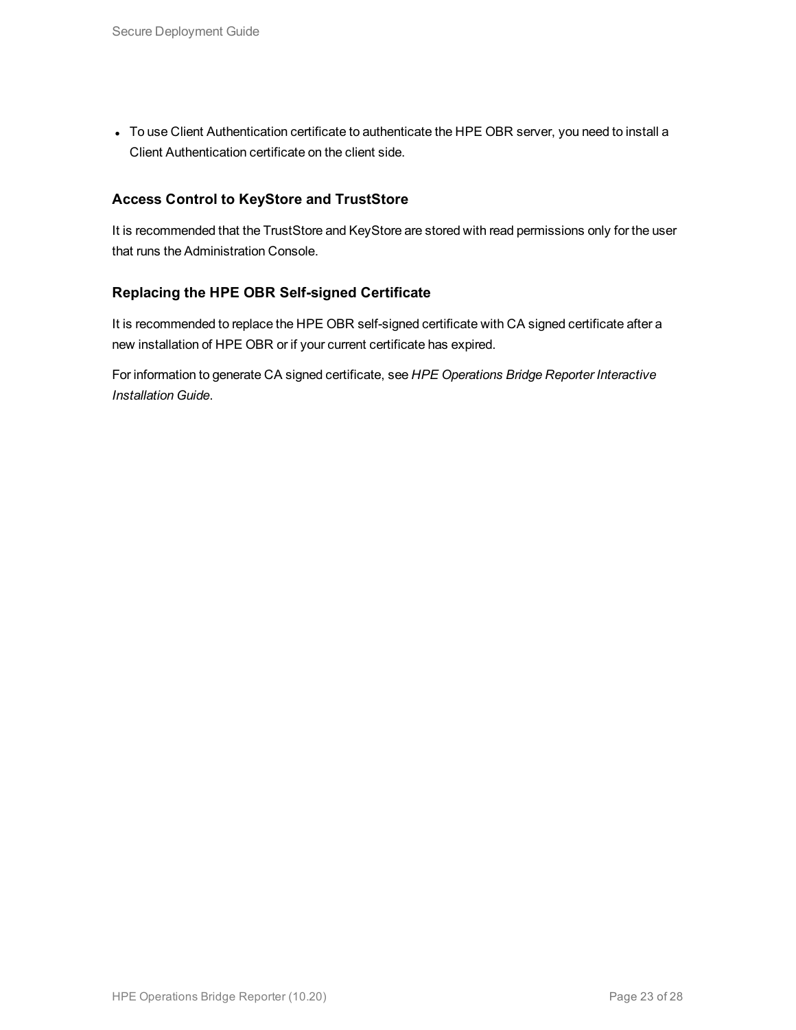- To use Client Authentication certificate to authenticate the HPE OBR server, you need to install a Client Authentication certificate on the client side.

### Access Control to KeyStore and TrustStore

It is recommended that the TrustStore and KeyStore are stored with read permissions only for the user that runs the Administration Console.

### Replacing the HPE OBR Self-signed Certificate

It is recommended to replace the HPE OBR self-signed certificate with CA signed certificate after a new installation of HPE OBR or if your current certificate has expired.

For information to generate CA signed certificate, see *HPE Operations Bridge Reporter Interactive Installation Guide*.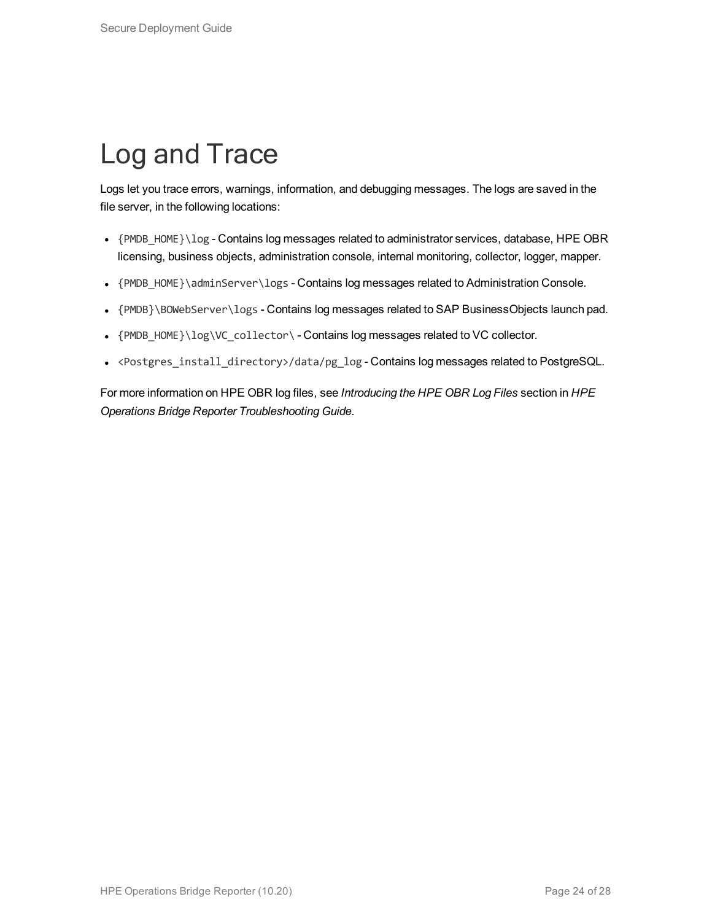# Log and Trace

Logs let you trace errors, warnings, information, and debugging messages. The logs are saved in the file server, in the following locations:

- `{PMDB_HOME}\log` - Contains log messages related to administrator services, database, HPE OBR licensing, business objects, administration console, internal monitoring, collector, logger, mapper.
- `{PMDB_HOME}\adminServer\logs` - Contains log messages related to Administration Console.
- `{PMDB}\BOWebServer\logs` - Contains log messages related to SAP BusinessObjects launch pad.
- `{PMDB_HOME}\log\VC_collector\` - Contains log messages related to VC collector.
- `<Postgres_install_directory>/data/pg_log` - Contains log messages related to PostgreSQL.

For more information on HPE OBR log files, see *Introducing the HPE OBR Log Files* section in *HPE Operations Bridge Reporter Troubleshooting Guide*.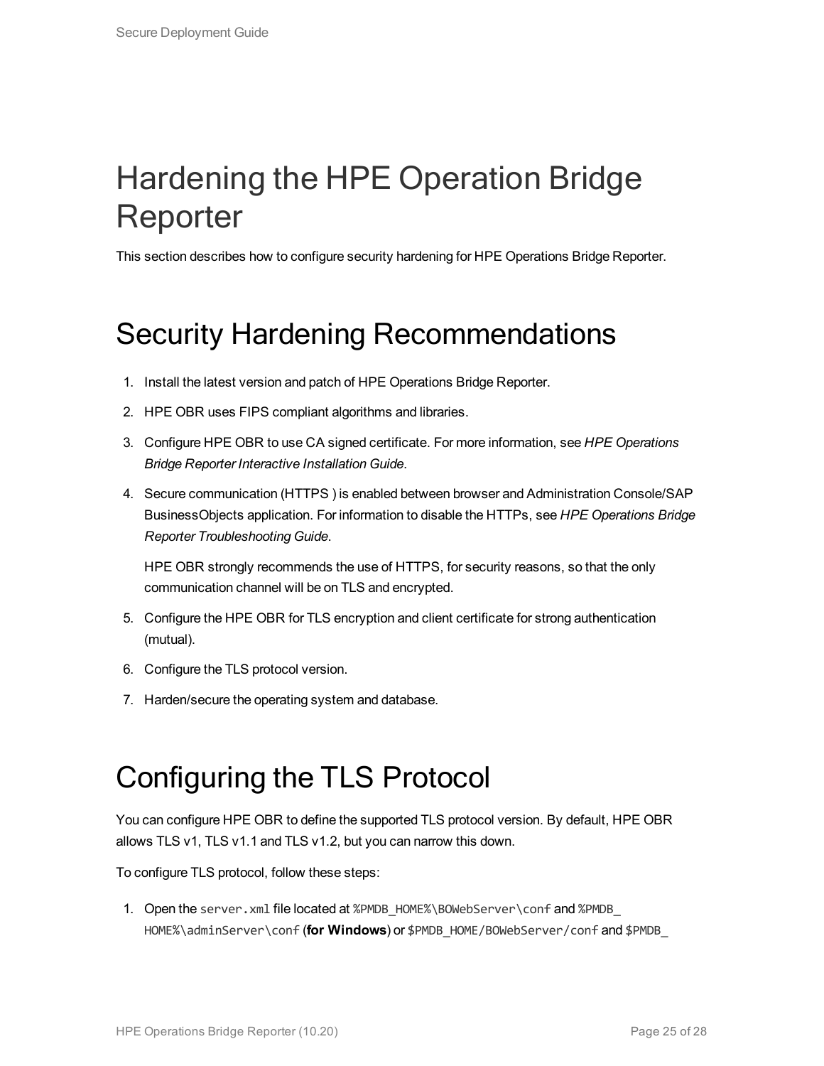# Hardening the HPE Operation Bridge Reporter

This section describes how to configure security hardening for HPE Operations Bridge Reporter.

## Security Hardening Recommendations

1. Install the latest version and patch of HPE Operations Bridge Reporter.
2. HPE OBR uses FIPS compliant algorithms and libraries.
3. Configure HPE OBR to use CA signed certificate. For more information, see *HPE Operations Bridge Reporter Interactive Installation Guide*.
4. Secure communication (HTTPS ) is enabled between browser and Administration Console/SAP BusinessObjects application. For information to disable the HTTPs, see *HPE Operations Bridge Reporter Troubleshooting Guide*.

   HPE OBR strongly recommends the use of HTTPS, for security reasons, so that the only communication channel will be on TLS and encrypted.
5. Configure the HPE OBR for TLS encryption and client certificate for strong authentication (mutual).
6. Configure the TLS protocol version.
7. Harden/secure the operating system and database.

## Configuring the TLS Protocol

You can configure HPE OBR to define the supported TLS protocol version. By default, HPE OBR allows TLS v1, TLS v1.1 and TLS v1.2, but you can narrow this down.

To configure TLS protocol, follow these steps:

1. Open the `server.xml` file located at `%PMDB_HOME%\BOWebServer\conf` and `%PMDB_HOME%\adminServer\conf` (**for Windows**) or `$PMDB_HOME/BOWebServer/conf` and `$PMDB_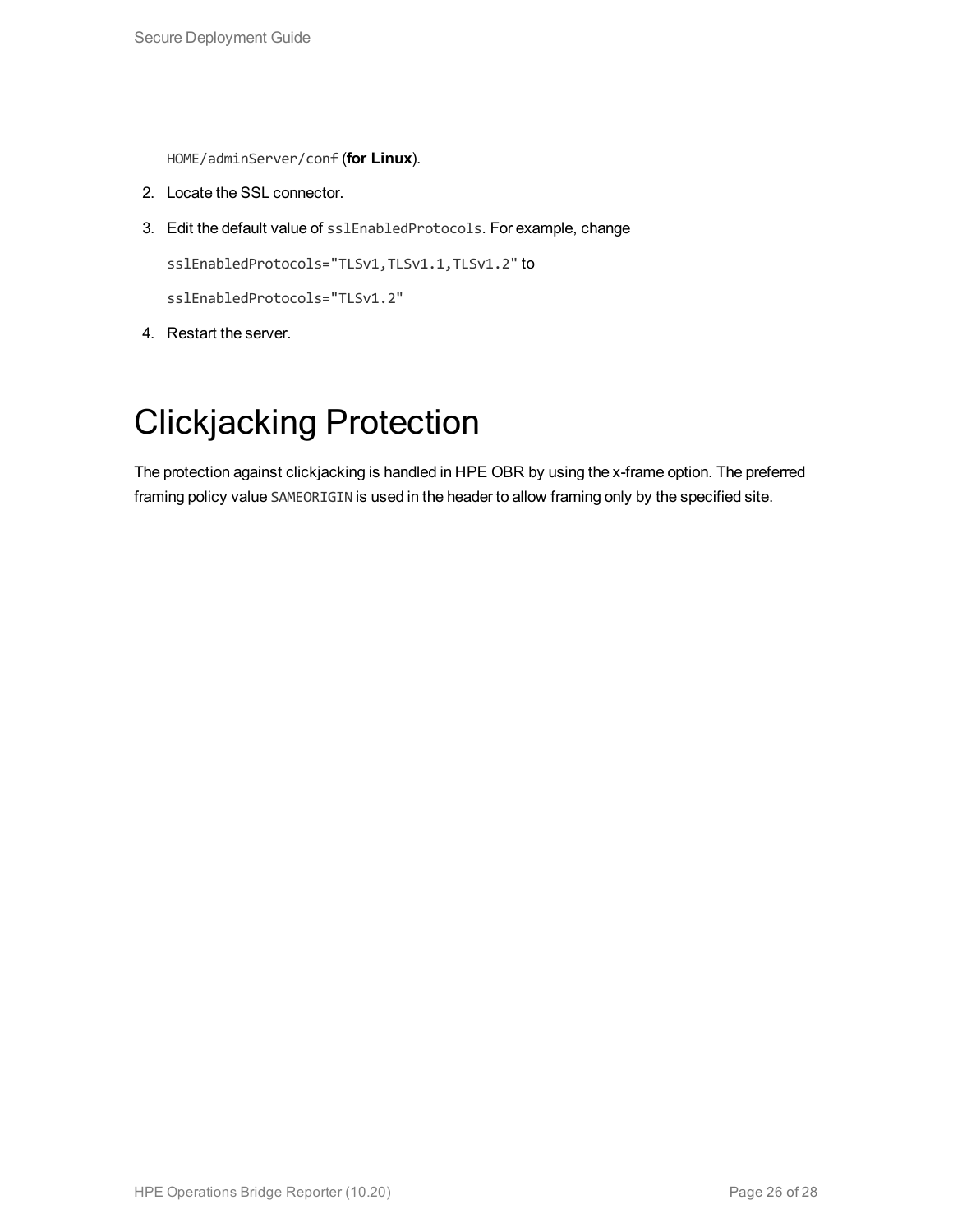HOME/adminServer/conf (**for Linux**).

2. Locate the SSL connector.
3. Edit the default value of sslEnabledProtocols. For example, change

   sslEnabledProtocols="TLSv1,TLSv1.1,TLSv1.2" to

   sslEnabledProtocols="TLSv1.2"
4. Restart the server.

# Clickjacking Protection

The protection against clickjacking is handled in HPE OBR by using the x-frame option. The preferred framing policy value SAMEORIGIN is used in the header to allow framing only by the specified site.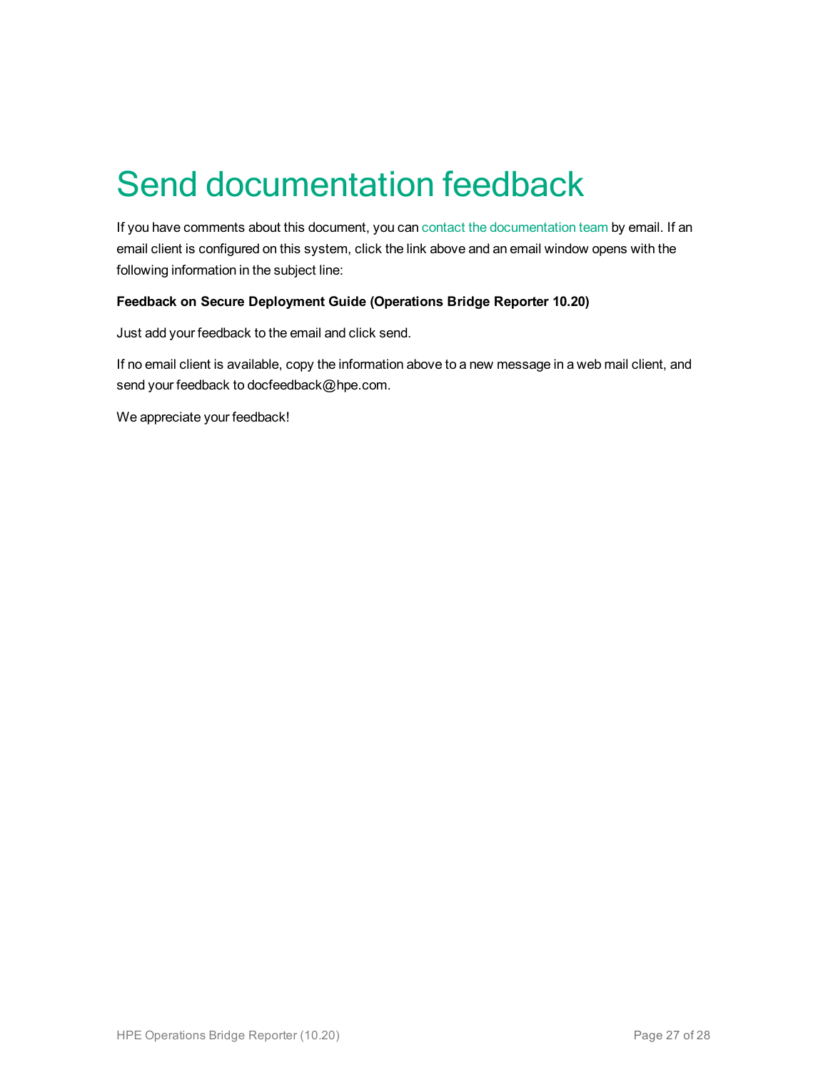# Send documentation feedback

If you have comments about this document, you can contact the documentation team by email. If an email client is configured on this system, click the link above and an email window opens with the following information in the subject line:

**Feedback on Secure Deployment Guide (Operations Bridge Reporter 10.20)**

Just add your feedback to the email and click send.

If no email client is available, copy the information above to a new message in a web mail client, and send your feedback to docfeedback@hpe.com.

We appreciate your feedback!